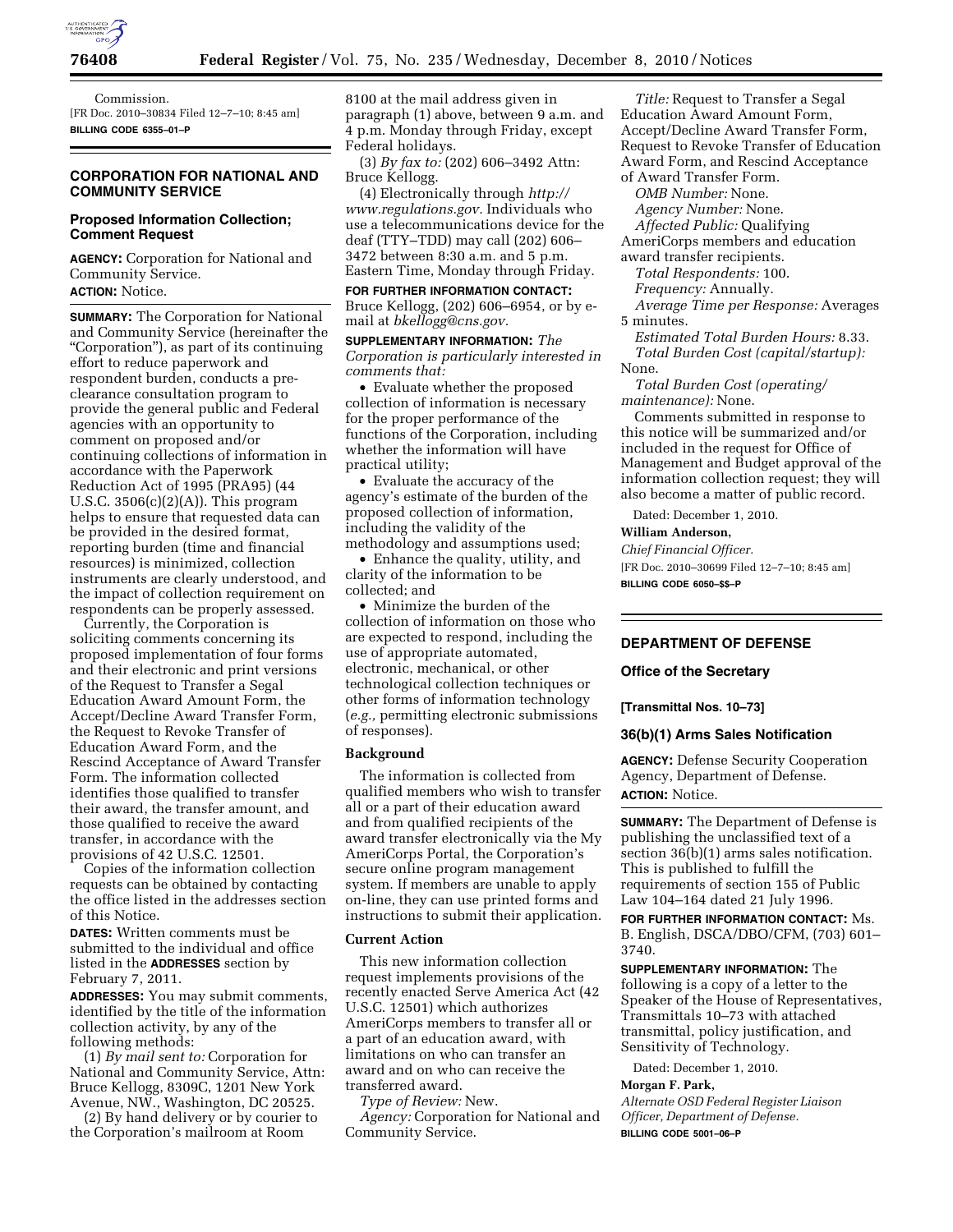Commission.

[FR Doc. 2010–30834 Filed 12–7–10; 8:45 am]

**BILLING CODE 6355–01–P**

## CORPORATION FOR NATIONAL AND COMMUNITY SERVICE

### Proposed Information Collection; Comment Request

**AGENCY:** Corporation for National and Community Service.

**ACTION:** Notice.

**SUMMARY:** The Corporation for National and Community Service (hereinafter the "Corporation"), as part of its continuing effort to reduce paperwork and respondent burden, conducts a pre-clearance consultation program to provide the general public and Federal agencies with an opportunity to comment on proposed and/or continuing collections of information in accordance with the Paperwork Reduction Act of 1995 (PRA95) (44 U.S.C. 3506(c)(2)(A)). This program helps to ensure that requested data can be provided in the desired format, reporting burden (time and financial resources) is minimized, collection instruments are clearly understood, and the impact of collection requirement on respondents can be properly assessed.

Currently, the Corporation is soliciting comments concerning its proposed implementation of four forms and their electronic and print versions of the Request to Transfer a Segal Education Award Amount Form, the Accept/Decline Award Transfer Form, the Request to Revoke Transfer of Education Award Form, and the Rescind Acceptance of Award Transfer Form. The information collected identifies those qualified to transfer their award, the transfer amount, and those qualified to receive the award transfer, in accordance with the provisions of 42 U.S.C. 12501.

Copies of the information collection requests can be obtained by contacting the office listed in the addresses section of this Notice.

**DATES:** Written comments must be submitted to the individual and office listed in the **ADDRESSES** section by February 7, 2011.

**ADDRESSES:** You may submit comments, identified by the title of the information collection activity, by any of the following methods:

(1) *By mail sent to:* Corporation for National and Community Service, Attn: Bruce Kellogg, 8309C, 1201 New York Avenue, NW., Washington, DC 20525.

(2) By hand delivery or by courier to the Corporation's mailroom at Room 8100 at the mail address given in paragraph (1) above, between 9 a.m. and 4 p.m. Monday through Friday, except Federal holidays.

(3) *By fax to:* (202) 606–3492 Attn: Bruce Kellogg.

(4) Electronically through *http://www.regulations.gov.* Individuals who use a telecommunications device for the deaf (TTY–TDD) may call (202) 606–3472 between 8:30 a.m. and 5 p.m. Eastern Time, Monday through Friday.

**FOR FURTHER INFORMATION CONTACT:** Bruce Kellogg, (202) 606–6954, or by e-mail at *bkellogg@cns.gov.*

**SUPPLEMENTARY INFORMATION:** *The Corporation is particularly interested in comments that:*

- Evaluate whether the proposed collection of information is necessary for the proper performance of the functions of the Corporation, including whether the information will have practical utility;
- Evaluate the accuracy of the agency's estimate of the burden of the proposed collection of information, including the validity of the methodology and assumptions used;
- Enhance the quality, utility, and clarity of the information to be collected; and
- Minimize the burden of the collection of information on those who are expected to respond, including the use of appropriate automated, electronic, mechanical, or other technological collection techniques or other forms of information technology (*e.g.,* permitting electronic submissions of responses).

### Background

The information is collected from qualified members who wish to transfer all or a part of their education award and from qualified recipients of the award transfer electronically via the My AmeriCorps Portal, the Corporation's secure online program management system. If members are unable to apply on-line, they can use printed forms and instructions to submit their application.

### Current Action

This new information collection request implements provisions of the recently enacted Serve America Act (42 U.S.C. 12501) which authorizes AmeriCorps members to transfer all or a part of an education award, with limitations on who can transfer an award and on who can receive the transferred award.

*Type of Review:* New.

*Agency:* Corporation for National and Community Service.

*Title:* Request to Transfer a Segal Education Award Amount Form, Accept/Decline Award Transfer Form, Request to Revoke Transfer of Education Award Form, and Rescind Acceptance of Award Transfer Form.

*OMB Number:* None.

*Agency Number:* None.

*Affected Public:* Qualifying AmeriCorps members and education award transfer recipients.

*Total Respondents:* 100.

*Frequency:* Annually.

*Average Time per Response:* Averages 5 minutes.

*Estimated Total Burden Hours:* 8.33.

*Total Burden Cost (capital/startup):* None.

*Total Burden Cost (operating/maintenance):* None.

Comments submitted in response to this notice will be summarized and/or included in the request for Office of Management and Budget approval of the information collection request; they will also become a matter of public record.

Dated: December 1, 2010.

**William Anderson,**

*Chief Financial Officer.*

[FR Doc. 2010–30699 Filed 12–7–10; 8:45 am]

**BILLING CODE 6050–$$–P**

## DEPARTMENT OF DEFENSE

### Office of the Secretary

**[Transmittal Nos. 10–73]**

### 36(b)(1) Arms Sales Notification

**AGENCY:** Defense Security Cooperation Agency, Department of Defense.

**ACTION:** Notice.

**SUMMARY:** The Department of Defense is publishing the unclassified text of a section 36(b)(1) arms sales notification. This is published to fulfill the requirements of section 155 of Public Law 104–164 dated 21 July 1996.

**FOR FURTHER INFORMATION CONTACT:** Ms. B. English, DSCA/DBO/CFM, (703) 601–3740.

**SUPPLEMENTARY INFORMATION:** The following is a copy of a letter to the Speaker of the House of Representatives, Transmittals 10–73 with attached transmittal, policy justification, and Sensitivity of Technology.

Dated: December 1, 2010.

**Morgan F. Park,**

*Alternate OSD Federal Register Liaison Officer, Department of Defense.*

**BILLING CODE 5001–06–P**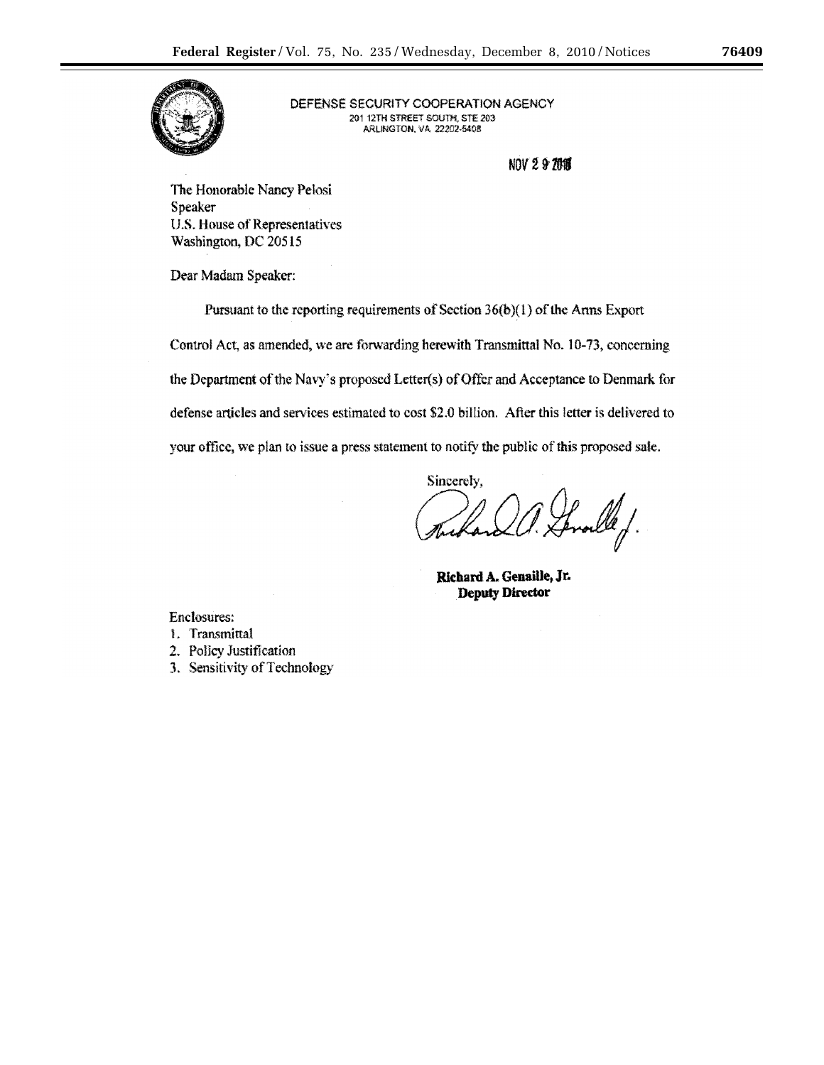DEFENSE SECURITY COOPERATION AGENCY
201 12TH STREET SOUTH, STE 203
ARLINGTON, VA 22202-5408

NOV 29 2010

The Honorable Nancy Pelosi
Speaker
U.S. House of Representatives
Washington, DC 20515

Dear Madam Speaker:

Pursuant to the reporting requirements of Section 36(b)(1) of the Arms Export Control Act, as amended, we are forwarding herewith Transmittal No. 10-73, concerning the Department of the Navy's proposed Letter(s) of Offer and Acceptance to Denmark for defense articles and services estimated to cost $2.0 billion. After this letter is delivered to your office, we plan to issue a press statement to notify the public of this proposed sale.

Sincerely,

**Richard A. Genaille, Jr.**
**Deputy Director**

Enclosures:
1. Transmittal
2. Policy Justification
3. Sensitivity of Technology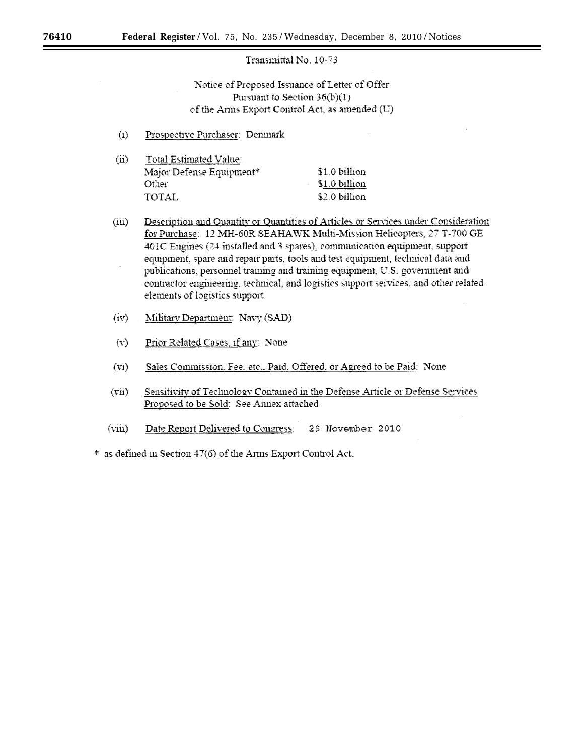Transmittal No. 10-73

Notice of Proposed Issuance of Letter of Offer
Pursuant to Section 36(b)(1)
of the Arms Export Control Act, as amended (U)

(i) Prospective Purchaser: Denmark

(ii) Total Estimated Value:

| | |
|---|---|
| Major Defense Equipment* | $1.0 billion |
| Other | $1.0 billion |
| TOTAL | $2.0 billion |

(iii) Description and Quantity or Quantities of Articles or Services under Consideration for Purchase: 12 MH-60R SEAHAWK Multi-Mission Helicopters, 27 T-700 GE 401C Engines (24 installed and 3 spares), communication equipment, support equipment, spare and repair parts, tools and test equipment, technical data and publications, personnel training and training equipment, U.S. government and contractor engineering, technical, and logistics support services, and other related elements of logistics support.

(iv) Military Department: Navy (SAD)

(v) Prior Related Cases, if any: None

(vi) Sales Commission, Fee, etc., Paid, Offered, or Agreed to be Paid: None

(vii) Sensitivity of Technology Contained in the Defense Article or Defense Services Proposed to be Sold: See Annex attached

(viii) Date Report Delivered to Congress: 29 November 2010

* as defined in Section 47(6) of the Arms Export Control Act.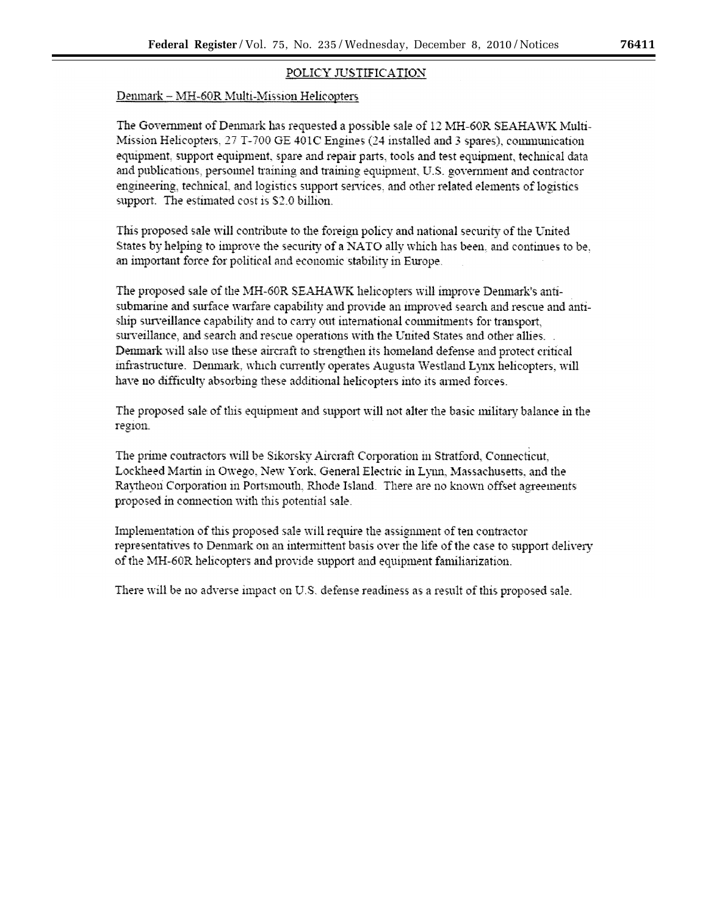## POLICY JUSTIFICATION

Denmark – MH-60R Multi-Mission Helicopters

The Government of Denmark has requested a possible sale of 12 MH-60R SEAHAWK Multi-Mission Helicopters, 27 T-700 GE 401C Engines (24 installed and 3 spares), communication equipment, support equipment, spare and repair parts, tools and test equipment, technical data and publications, personnel training and training equipment, U.S. government and contractor engineering, technical, and logistics support services, and other related elements of logistics support. The estimated cost is $2.0 billion.

This proposed sale will contribute to the foreign policy and national security of the United States by helping to improve the security of a NATO ally which has been, and continues to be, an important force for political and economic stability in Europe.

The proposed sale of the MH-60R SEAHAWK helicopters will improve Denmark's anti-submarine and surface warfare capability and provide an improved search and rescue and anti-ship surveillance capability and to carry out international commitments for transport, surveillance, and search and rescue operations with the United States and other allies. Denmark will also use these aircraft to strengthen its homeland defense and protect critical infrastructure. Denmark, which currently operates Augusta Westland Lynx helicopters, will have no difficulty absorbing these additional helicopters into its armed forces.

The proposed sale of this equipment and support will not alter the basic military balance in the region.

The prime contractors will be Sikorsky Aircraft Corporation in Stratford, Connecticut, Lockheed Martin in Owego, New York, General Electric in Lynn, Massachusetts, and the Raytheon Corporation in Portsmouth, Rhode Island. There are no known offset agreements proposed in connection with this potential sale.

Implementation of this proposed sale will require the assignment of ten contractor representatives to Denmark on an intermittent basis over the life of the case to support delivery of the MH-60R helicopters and provide support and equipment familiarization.

There will be no adverse impact on U.S. defense readiness as a result of this proposed sale.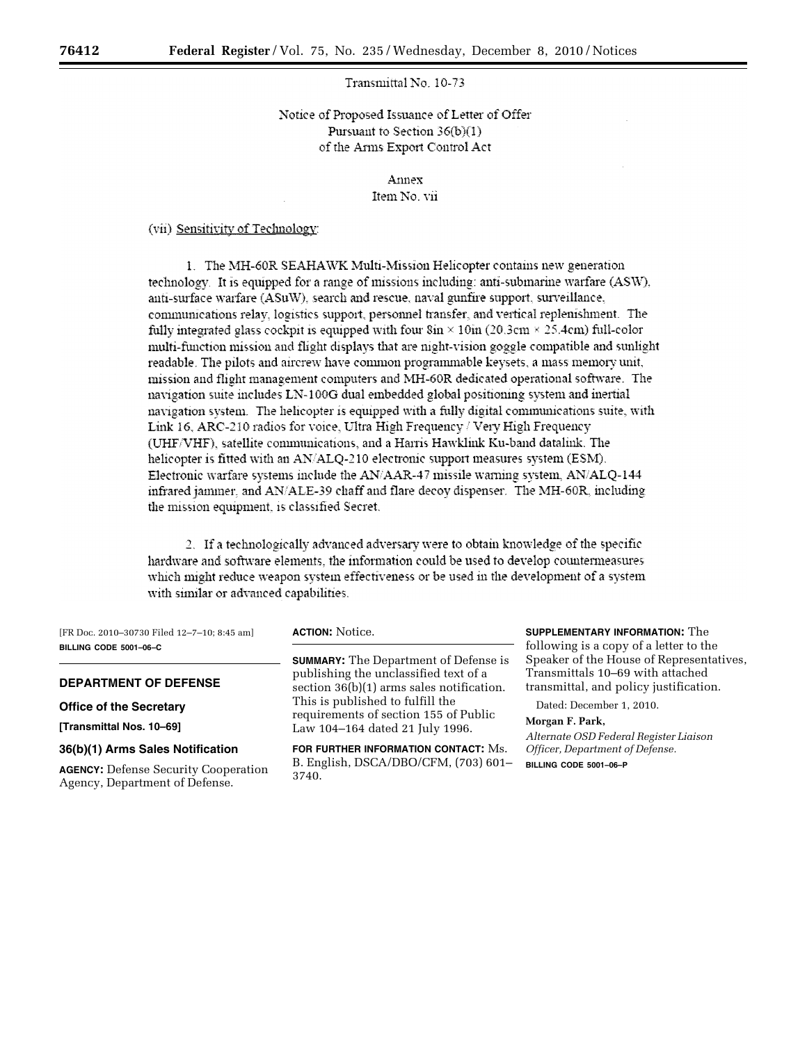Transmittal No. 10-73

Notice of Proposed Issuance of Letter of Offer
Pursuant to Section 36(b)(1)
of the Arms Export Control Act

Annex
Item No. vii

(vii) Sensitivity of Technology:

1. The MH-60R SEAHAWK Multi-Mission Helicopter contains new generation technology. It is equipped for a range of missions including: anti-submarine warfare (ASW), anti-surface warfare (ASuW), search and rescue, naval gunfire support, surveillance, communications relay, logistics support, personnel transfer, and vertical replenishment. The fully integrated glass cockpit is equipped with four 8in × 10in (20.3cm × 25.4cm) full-color multi-function mission and flight displays that are night-vision goggle compatible and sunlight readable. The pilots and aircrew have common programmable keysets, a mass memory unit, mission and flight management computers and MH-60R dedicated operational software. The navigation suite includes LN-100G dual embedded global positioning system and inertial navigation system. The helicopter is equipped with a fully digital communications suite, with Link 16, ARC-210 radios for voice, Ultra High Frequency / Very High Frequency (UHF/VHF), satellite communications, and a Harris Hawklink Ku-band datalink. The helicopter is fitted with an AN/ALQ-210 electronic support measures system (ESM). Electronic warfare systems include the AN/AAR-47 missile warning system, AN/ALQ-144 infrared jammer, and AN/ALE-39 chaff and flare decoy dispenser. The MH-60R, including the mission equipment, is classified Secret.

2. If a technologically advanced adversary were to obtain knowledge of the specific hardware and software elements, the information could be used to develop countermeasures which might reduce weapon system effectiveness or be used in the development of a system with similar or advanced capabilities.

[FR Doc. 2010–30730 Filed 12–7–10; 8:45 am]

**BILLING CODE 5001–06–C**

## DEPARTMENT OF DEFENSE

### Office of the Secretary

**[Transmittal Nos. 10–69]**

### 36(b)(1) Arms Sales Notification

**AGENCY:** Defense Security Cooperation Agency, Department of Defense.

**ACTION:** Notice.

**SUMMARY:** The Department of Defense is publishing the unclassified text of a section 36(b)(1) arms sales notification. This is published to fulfill the requirements of section 155 of Public Law 104–164 dated 21 July 1996.

**FOR FURTHER INFORMATION CONTACT:** Ms. B. English, DSCA/DBO/CFM, (703) 601–3740.

**SUPPLEMENTARY INFORMATION:** The following is a copy of a letter to the Speaker of the House of Representatives, Transmittals 10–69 with attached transmittal, and policy justification.

Dated: December 1, 2010.

**Morgan F. Park,**

*Alternate OSD Federal Register Liaison Officer, Department of Defense.*

**BILLING CODE 5001–06–P**